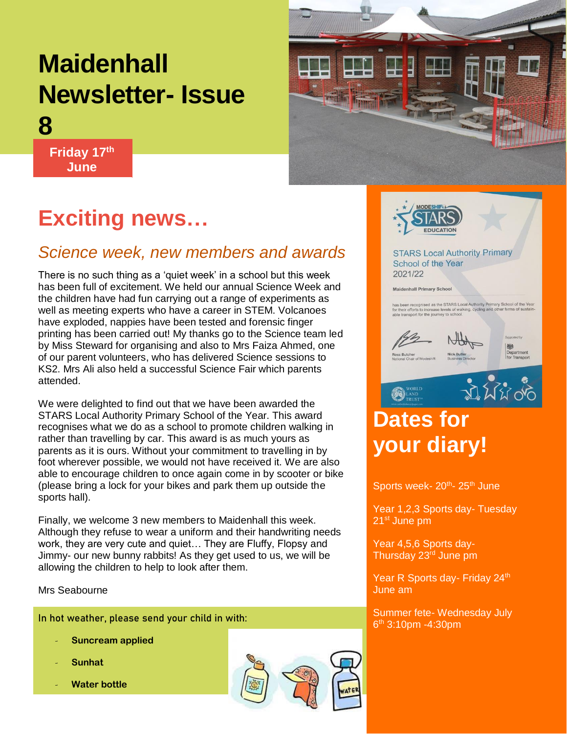# Maidenhall Newsletter- Issue 8

**Friday 17th June**

## Exciting news…

### *Science week, new members and awards*

There is no such thing as a 'quiet week' in a school but this week has been full of excitement. We held our annual Science Week and the children have had fun carrying out a range of experiments as well as meeting experts who have a career in STEM. Volcanoes have exploded, nappies have been tested and forensic finger printing has been carried out! My thanks go to the Science team led by Miss Steward for organising and also to Mrs Faiza Ahmed, one of our parent volunteers, who has delivered Science sessions to KS2. Mrs Ali also held a successful Science Fair which parents attended.

We were delighted to find out that we have been awarded the STARS Local Authority Primary School of the Year. This award recognises what we do as a school to promote children walking in rather than travelling by car. This award is as much yours as parents as it is ours. Without your commitment to travelling in by foot wherever possible, we would not have received it. We are also able to encourage children to once again come in by scooter or bike (please bring a lock for your bikes and park them up outside the sports hall).

Finally, we welcome 3 new members to Maidenhall this week. Although they refuse to wear a uniform and their handwriting needs work, they are very cute and quiet… They are Fluffy, Flopsy and Jimmy- our new bunny rabbits! As they get used to us, we will be allowing the children to help to look after them.

Mrs Seabourne

In hot weather, please send your child in with:

- **Suncream applied**
- **Sunhat**
- **Water bottle**

STARS Local Authority Primary School of the Year 2021/22

Maidenhall Primary School

has been recognised as the STARS Local Authority Primary School of the Year for their efforts to increase levels of walking, cycling and other forms of sustainable transport for the journey to school.

Ross Butcher, National Chair of Modeshift — Nick Butler, Business Director — Supported by Department for Transport

## Dates for your diary!

Sports week- 20th- 25th June

Year 1,2,3 Sports day- Tuesday 21st June pm

Year 4,5,6 Sports day- Thursday 23rd June pm

Year R Sports day- Friday 24th June am

Summer fete- Wednesday July 6th 3:10pm -4:30pm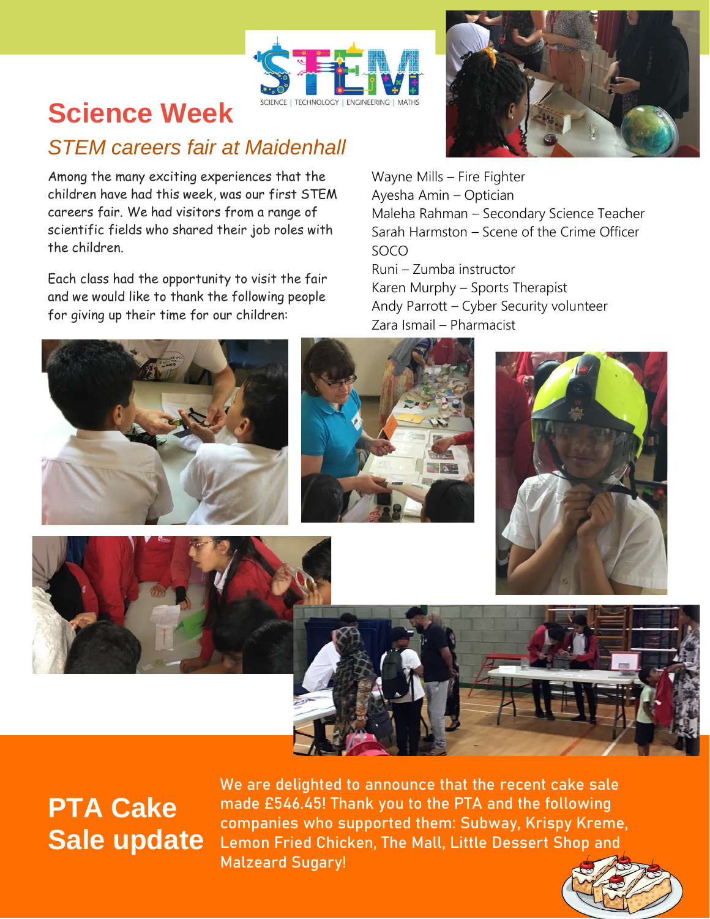# Science Week

## *STEM careers fair at Maidenhall*

Among the many exciting experiences that the children have had this week, was our first STEM careers fair. We had visitors from a range of scientific fields who shared their job roles with the children.

Each class had the opportunity to visit the fair and we would like to thank the following people for giving up their time for our children:

Wayne Mills – Fire Fighter
Ayesha Amin – Optician
Maleha Rahman – Secondary Science Teacher
Sarah Harmston – Scene of the Crime Officer SOCO
Runi – Zumba instructor
Karen Murphy – Sports Therapist
Andy Parrott – Cyber Security volunteer
Zara Ismail – Pharmacist

## PTA Cake Sale update

We are delighted to announce that the recent cake sale made £546.45! Thank you to the PTA and the following companies who supported them: Subway, Krispy Kreme, Lemon Fried Chicken, The Mall, Little Dessert Shop and Malzeard Sugary!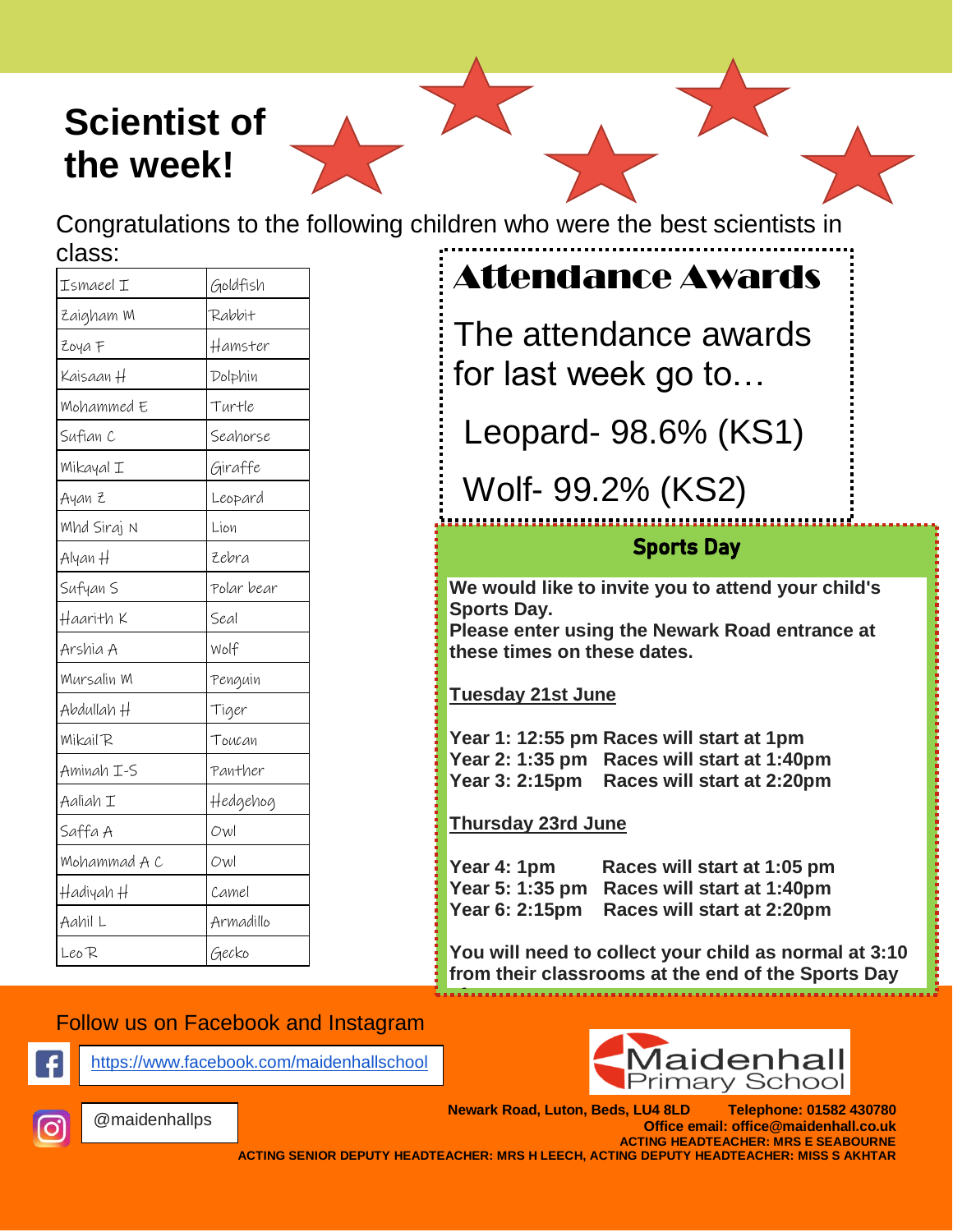# Scientist of the week!

Congratulations to the following children who were the best scientists in class:

| | |
|---|---|
| Ismaeel I | Goldfish |
| Zaigham M | Rabbit |
| Zoya F | Hamster |
| Kaisaan H | Dolphin |
| Mohammed E | Turtle |
| Sufian C | Seahorse |
| Mikayal I | Giraffe |
| Ayan Z | Leopard |
| Mhd Siraj N | Lion |
| Alyan H | Zebra |
| Sufyan S | Polar bear |
| Haarith K | Seal |
| Arshia A | Wolf |
| Mursalin M | Penguin |
| Abdullah H | Tiger |
| Mikail R | Toucan |
| Aminah I-S | Panther |
| Aaliah I | Hedgehog |
| Saffa A | Owl |
| Mohammad A C | Owl |
| Hadiyah H | Camel |
| Aahil L | Armadillo |
| Leo R | Gecko |

# Attendance Awards

The attendance awards for last week go to…

Leopard- 98.6% (KS1)

Wolf- 99.2% (KS2)

## Sports Day

**We would like to invite you to attend your child's Sports Day.**
**Please enter using the Newark Road entrance at these times on these dates.**

**Tuesday 21st June**

**Year 1: 12:55 pm Races will start at 1pm**
**Year 2: 1:35 pm Races will start at 1:40pm**
**Year 3: 2:15pm Races will start at 2:20pm**

**Thursday 23rd June**

**Year 4: 1pm Races will start at 1:05 pm**
**Year 5: 1:35 pm Races will start at 1:40pm**
**Year 6: 2:15pm Races will start at 2:20pm**

**You will need to collect your child as normal at 3:10 from their classrooms at the end of the Sports Day**

Follow us on Facebook and Instagram

https://www.facebook.com/maidenhallschool

@maidenhallps

Maidenhall Primary School

**Newark Road, Luton, Beds, LU4 8LD Telephone: 01582 430780**
**Office email: office@maidenhall.co.uk**
**ACTING HEADTEACHER: MRS E SEABOURNE**
**ACTING SENIOR DEPUTY HEADTEACHER: MRS H LEECH, ACTING DEPUTY HEADTEACHER: MISS S AKHTAR**